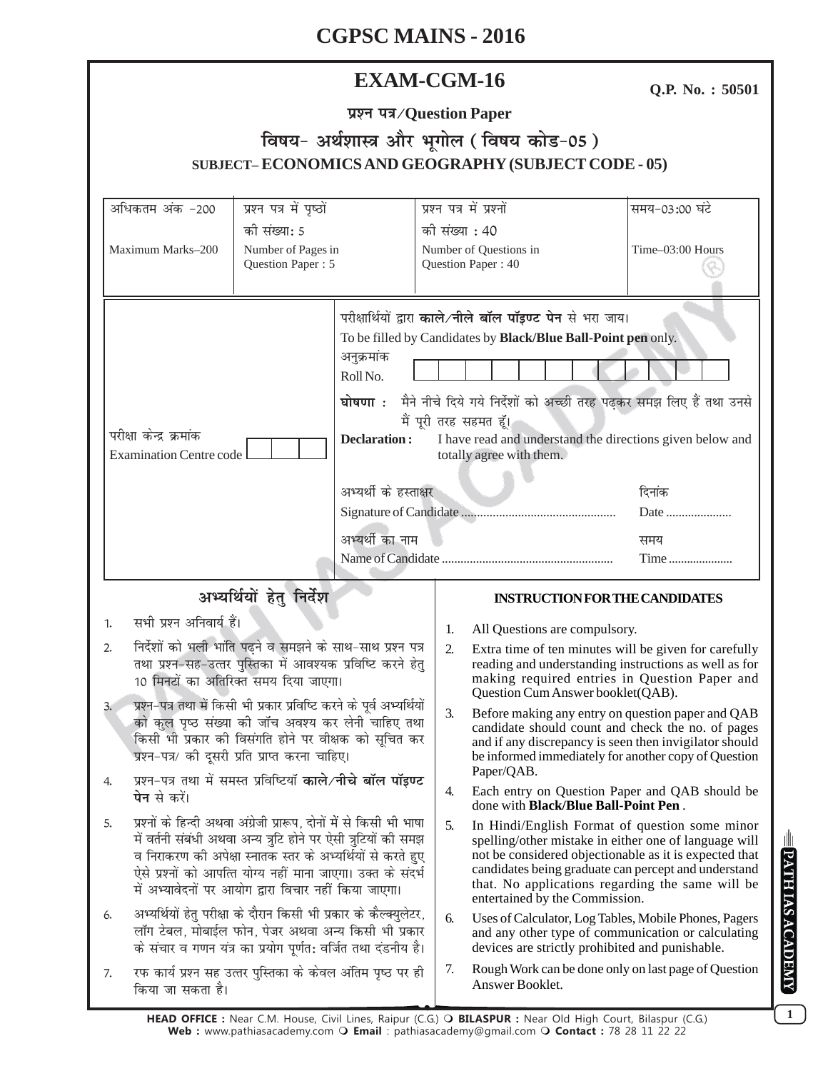# CGPSC MAINS - 2016

## EXAM-CGM-16

**Q.P. No. : 50501**

**प्रश्न पत्र/Question Paper**

**विषय- अर्थशास्त्र और भूगोल (विषय कोड-05)**

**SUBJECT– ECONOMICS AND GEOGRAPHY (SUBJECT CODE - 05)**

| अधिकतम अंक -200<br>Maximum Marks–200 | प्रश्न पत्र में पृष्ठों की संख्या: 5<br>Number of Pages in Question Paper : 5 | प्रश्न पत्र में प्रश्नों की संख्या : 40<br>Number of Questions in Question Paper : 40 | समय-03:00 घंटे<br>Time–03:00 Hours |
|---|---|---|---|

परीक्षा केन्द्र क्रमांक
Examination Centre code

परीक्षार्थियों द्वारा **काले/नीले बॉल पॉइण्ट पेन** से भरा जाय।
To be filled by Candidates by **Black/Blue Ball-Point pen** only.

अनुक्रमांक
Roll No.

**घोषणा :** मैने नीचे दिये गये निर्देशों को अच्छी तरह पढ़कर समझ लिए हैं तथा उनसे मैं पूरी तरह सहमत हूँ।

**Declaration :** I have read and understand the directions given below and totally agree with them.

अभ्यर्थी के हस्ताक्षर
Signature of Candidate ................................................ 

दिनांक
Date .....................

अभ्यर्थी का नाम
Name of Candidate ......................................................

समय
Time .....................

### अभ्यर्थियों हेतु निर्देश

1. सभी प्रश्न अनिवार्य हैं।
2. निर्देशों को भली भांति पढ़ने व समझने के साथ-साथ प्रश्न पत्र तथा प्रश्न-सह-उत्तर पुस्तिका में आवश्यक प्रविष्टि करने हेतु 10 मिनटों का अतिरिक्त समय दिया जाएगा।
3. प्रश्न-पत्र तथा में किसी भी प्रकार प्रविष्टि करने के पूर्व अभ्यर्थियों को कुल पृष्ठ संख्या की जाँच अवश्य कर लेनी चाहिए तथा किसी भी प्रकार की विसंगति होने पर वीक्षक को सूचित कर प्रश्न-पत्र/ की दूसरी प्रति प्राप्त करना चाहिए।
4. प्रश्न-पत्र तथा में समस्त प्रविष्टियाँ **काले/नीले बॉल पॉइण्ट पेन** से करें।
5. प्रश्नों के हिन्दी अथवा अंग्रेजी प्रारूप, दोनों में से किसी भी भाषा में वर्तनी संबंधी अथवा अन्य त्रुटि होने पर ऐसी त्रुटियों की समझ व निराकरण की अपेक्षा स्नातक स्तर के अभ्यर्थियों से करते हुए ऐसे प्रश्नों को आपत्ति योग्य नहीं माना जाएगा। उक्त के संदर्भ में अभ्यावेदनों पर आयोग द्वारा विचार नहीं किया जाएगा।
6. अभ्यर्थियों हेतु परीक्षा के दौरान किसी भी प्रकार के कैल्क्युलेटर, लॉग टेबल, मोबाईल फोन, पेजर अथवा अन्य किसी भी प्रकार के संचार व गणन यंत्र का प्रयोग पूर्णत: वर्जित तथा दंडनीय है।
7. रफ कार्य प्रश्न सह उत्तर पुस्तिका के केवल अंतिम पृष्ठ पर ही किया जा सकता है।

### INSTRUCTION FOR THE CANDIDATES

1. All Questions are compulsory.
2. Extra time of ten minutes will be given for carefully reading and understanding instructions as well as for making required entries in Question Paper and Question Cum Answer booklet(QAB).
3. Before making any entry on question paper and QAB candidate should count and check the no. of pages and if any discrepancy is seen then invigilator should be informed immediately for another copy of Question Paper/QAB.
4. Each entry on Question Paper and QAB should be done with **Black/Blue Ball-Point Pen**.
5. In Hindi/English Format of question some minor spelling/other mistake in either one of language will not be considered objectionable as it is expected that candidates being graduate can percept and understand that. No applications regarding the same will be entertained by the Commission.
6. Uses of Calculator, Log Tables, Mobile Phones, Pagers and any other type of communication or calculating devices are strictly prohibited and punishable.
7. Rough Work can be done only on last page of Question Answer Booklet.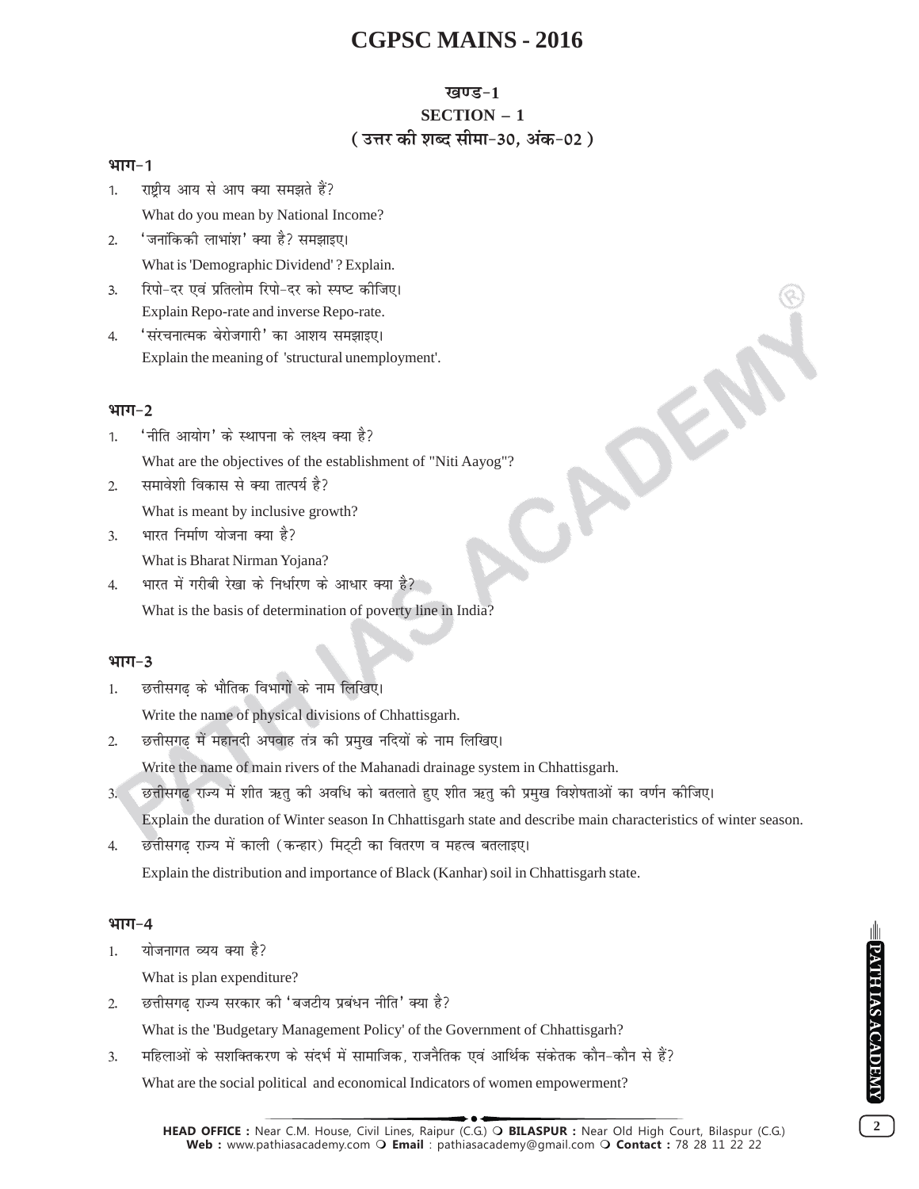# CGPSC MAINS - 2016

## खण्ड-1

## SECTION – 1

### ( उत्तर की शब्द सीमा-30, अंक-02 )

**भाग-1**

1. राष्ट्रीय आय से आप क्या समझते हैं?

   What do you mean by National Income?

2. 'जनांकिकी लाभांश' क्या है? समझाइए।

   What is 'Demographic Dividend' ? Explain.

3. रिपो-दर एवं प्रतिलोम रिपो-दर को स्पष्ट कीजिए।

   Explain Repo-rate and inverse Repo-rate.

4. 'संरचनात्मक बेरोजगारी' का आशय समझाइए।

   Explain the meaning of 'structural unemployment'.

**भाग-2**

1. 'नीति आयोग' के स्थापना के लक्ष्य क्या है?

   What are the objectives of the establishment of "Niti Aayog"?

2. समावेशी विकास से क्या तात्पर्य है?

   What is meant by inclusive growth?

3. भारत निर्माण योजना क्या है?

   What is Bharat Nirman Yojana?

4. भारत में गरीबी रेखा के निर्धारण के आधार क्या है?

   What is the basis of determination of poverty line in India?

**भाग-3**

1. छत्तीसगढ़ के भौतिक विभागों के नाम लिखिए।

   Write the name of physical divisions of Chhattisgarh.

2. छत्तीसगढ़ में महानदी अपवाह तंत्र की प्रमुख नदियों के नाम लिखिए।

   Write the name of main rivers of the Mahanadi drainage system in Chhattisgarh.

3. छत्तीसगढ़ राज्य में शीत ऋतु की अवधि को बतलाते हुए शीत ऋतु की प्रमुख विशेषताओं का वर्णन कीजिए।

   Explain the duration of Winter season In Chhattisgarh state and describe main characteristics of winter season.

4. छत्तीसगढ़ राज्य में काली (कन्हार) मिट्टी का वितरण व महत्व बतलाइए।

   Explain the distribution and importance of Black (Kanhar) soil in Chhattisgarh state.

**भाग-4**

1. योजनागत व्यय क्या है?

   What is plan expenditure?

2. छत्तीसगढ़ राज्य सरकार की 'बजटीय प्रबंधन नीति' क्या है?

   What is the 'Budgetary Management Policy' of the Government of Chhattisgarh?

3. महिलाओं के सशक्तिकरण के संदर्भ में सामाजिक, राजनैतिक एवं आर्थिक संकेतक कौन-कौन से हैं?

   What are the social political and economical Indicators of women empowerment?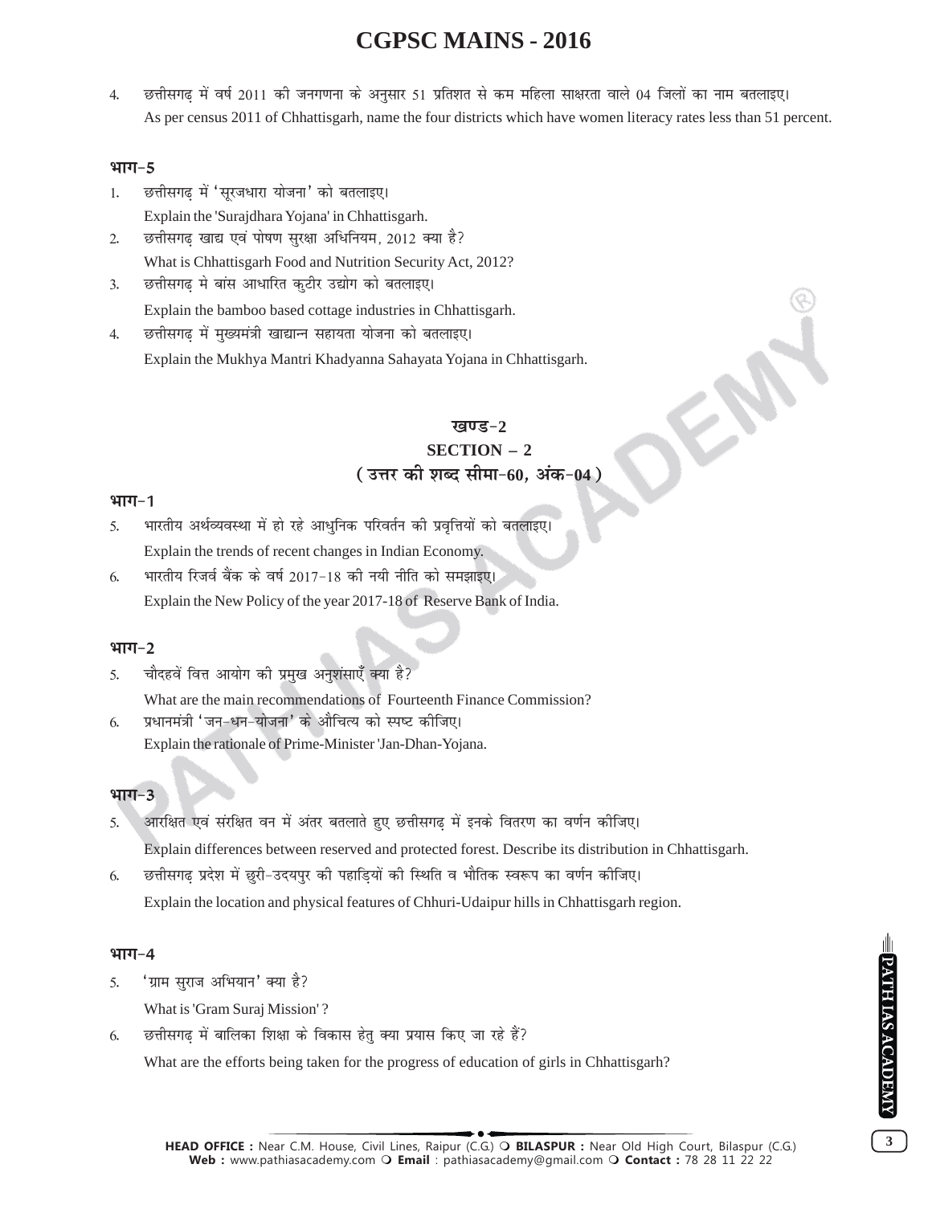4. छत्तीसगढ़ में वर्ष 2011 की जनगणना के अनुसार 51 प्रतिशत से कम महिला साक्षरता वाले 04 जिलों का नाम बतलाइए।
   As per census 2011 of Chhattisgarh, name the four districts which have women literacy rates less than 51 percent.

### भाग-5

1. छत्तीसगढ़ में 'सूरजधारा योजना' को बतलाइए।
   Explain the 'Surajdhara Yojana' in Chhattisgarh.
2. छत्तीसगढ़ खाद्य एवं पोषण सुरक्षा अधिनियम, 2012 क्या है?
   What is Chhattisgarh Food and Nutrition Security Act, 2012?
3. छत्तीसगढ़ मे बांस आधारित कुटीर उद्योग को बतलाइए।
   Explain the bamboo based cottage industries in Chhattisgarh.
4. छत्तीसगढ़ में मुख्यमंत्री खाद्यान्न सहायता योजना को बतलाइए।
   Explain the Mukhya Mantri Khadyanna Sahayata Yojana in Chhattisgarh.

## खण्ड-2
## SECTION – 2
### (उत्तर की शब्द सीमा-60, अंक-04)

### भाग-1

5. भारतीय अर्थव्यवस्था में हो रहे आधुनिक परिवर्तन की प्रवृत्तियों को बतलाइए।
   Explain the trends of recent changes in Indian Economy.
6. भारतीय रिजर्व बैंक के वर्ष 2017-18 की नयी नीति को समझाइए।
   Explain the New Policy of the year 2017-18 of Reserve Bank of India.

### भाग-2

5. चौदहवें वित्त आयोग की प्रमुख अनुशंसाएँ क्या है?
   What are the main recommendations of Fourteenth Finance Commission?
6. प्रधानमंत्री 'जन-धन-योजना' के औचित्य को स्पष्ट कीजिए।
   Explain the rationale of Prime-Minister 'Jan-Dhan-Yojana.

### भाग-3

5. आरक्षित एवं संरक्षित वन में अंतर बतलाते हुए छत्तीसगढ़ में इनके वितरण का वर्णन कीजिए।
   Explain differences between reserved and protected forest. Describe its distribution in Chhattisgarh.
6. छत्तीसगढ़ प्रदेश में छुरी-उदयपुर की पहाड़ियों की स्थिति व भौतिक स्वरूप का वर्णन कीजिए।
   Explain the location and physical features of Chhuri-Udaipur hills in Chhattisgarh region.

### भाग-4

5. 'ग्राम सुराज अभियान' क्या है?
   What is 'Gram Suraj Mission' ?
6. छत्तीसगढ़ में बालिका शिक्षा के विकास हेतु क्या प्रयास किए जा रहे हैं?
   What are the efforts being taken for the progress of education of girls in Chhattisgarh?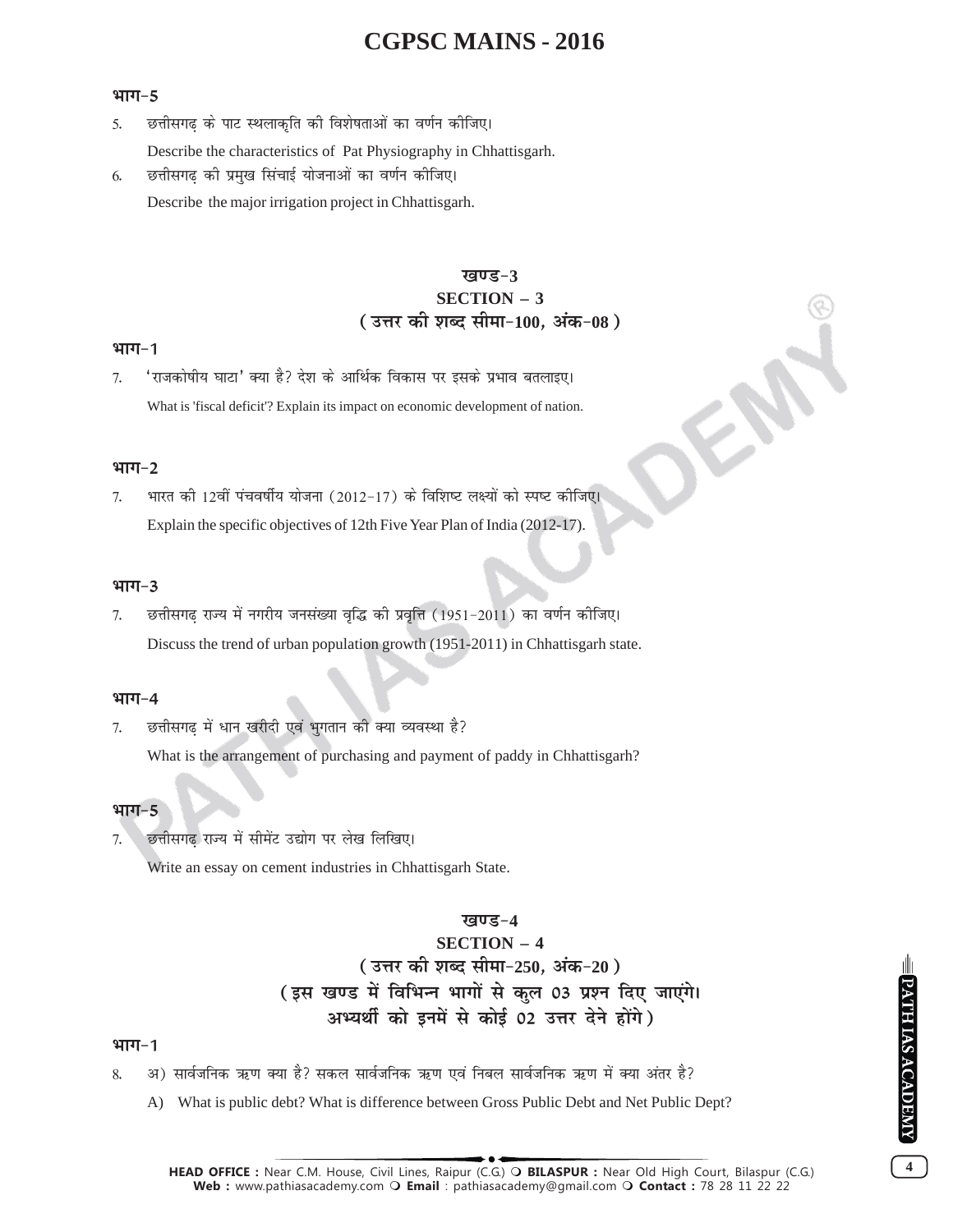### भाग-5

5. छत्तीसगढ़ के पाट स्थलाकृति की विशेषताओं का वर्णन कीजिए।

   Describe the characteristics of Pat Physiography in Chhattisgarh.

6. छत्तीसगढ़ की प्रमुख सिंचाई योजनाओं का वर्णन कीजिए।

   Describe the major irrigation project in Chhattisgarh.

## खण्ड-3
## SECTION – 3
### (उत्तर की शब्द सीमा-100, अंक-08)

### भाग-1

7. 'राजकोषीय घाटा' क्या है? देश के आर्थिक विकास पर इसके प्रभाव बतलाइए।

   What is 'fiscal deficit'? Explain its impact on economic development of nation.

### भाग-2

7. भारत की 12वीं पंचवर्षीय योजना (2012-17) के विशिष्ट लक्ष्यों को स्पष्ट कीजिए।

   Explain the specific objectives of 12th Five Year Plan of India (2012-17).

### भाग-3

7. छत्तीसगढ़ राज्य में नगरीय जनसंख्या वृद्धि की प्रवृत्ति (1951-2011) का वर्णन कीजिए।

   Discuss the trend of urban population growth (1951-2011) in Chhattisgarh state.

### भाग-4

7. छत्तीसगढ़ में धान खरीदी एवं भुगतान की क्या व्यवस्था है?

   What is the arrangement of purchasing and payment of paddy in Chhattisgarh?

### भाग-5

7. छत्तीसगढ़ राज्य में सीमेंट उद्योग पर लेख लिखिए।

   Write an essay on cement industries in Chhattisgarh State.

## खण्ड-4
## SECTION – 4
### (उत्तर की शब्द सीमा-250, अंक-20)
### (इस खण्ड में विभिन्न भागों से कुल 03 प्रश्न दिए जाएंगे। अभ्यर्थी को इनमें से कोई 02 उत्तर देने होंगे)

### भाग-1

8. अ) सार्वजनिक ऋण क्या है? सकल सार्वजनिक ऋण एवं निबल सार्वजनिक ऋण में क्या अंतर है?

   A) What is public debt? What is difference between Gross Public Debt and Net Public Dept?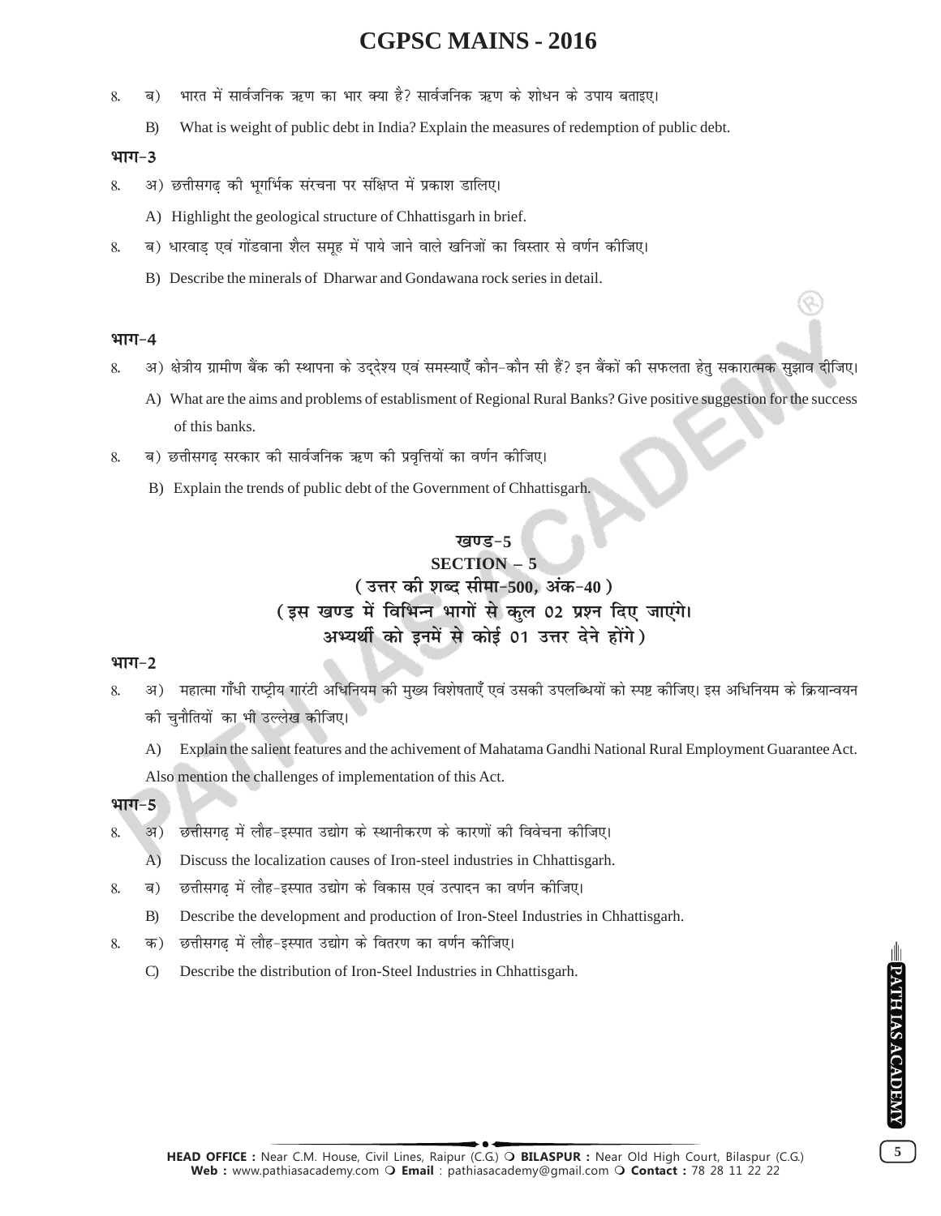8. ब) भारत में सार्वजनिक ऋण का भार क्या है? सार्वजनिक ऋण के शोधन के उपाय बताइए।

   B) What is weight of public debt in India? Explain the measures of redemption of public debt.

**भाग-3**

8. अ) छत्तीसगढ़ की भूगर्भिक संरचना पर संक्षिप्त में प्रकाश डालिए।

   A) Highlight the geological structure of Chhattisgarh in brief.

8. ब) धारवाड़ एवं गोंडवाना शैल समूह में पाये जाने वाले खनिजों का विस्तार से वर्णन कीजिए।

   B) Describe the minerals of Dharwar and Gondawana rock series in detail.

**भाग-4**

8. अ) क्षेत्रीय ग्रामीण बैंक की स्थापना के उद्देश्य एवं समस्याएँ कौन-कौन सी हैं? इन बैंकों की सफलता हेतु सकारात्मक सुझाव दीजिए।

   A) What are the aims and problems of establisment of Regional Rural Banks? Give positive suggestion for the success of this banks.

8. ब) छत्तीसगढ़ सरकार की सार्वजनिक ऋण की प्रवृत्तियों का वर्णन कीजिए।

   B) Explain the trends of public debt of the Government of Chhattisgarh.

## खण्ड-5
## SECTION – 5
### (उत्तर की शब्द सीमा-500, अंक-40)
### (इस खण्ड में विभिन्न भागों से कुल 02 प्रश्न दिए जाएंगे। अभ्यर्थी को इनमें से कोई 01 उत्तर देने होंगे)

**भाग-2**

8. अ) महात्मा गाँधी राष्ट्रीय गारंटी अधिनियम की मुख्य विशेषताएँ एवं उसकी उपलब्धियों को स्पष्ट कीजिए। इस अधिनियम के क्रियान्वयन की चुनौतियों का भी उल्लेख कीजिए।

   A) Explain the salient features and the achivement of Mahatama Gandhi National Rural Employment Guarantee Act. Also mention the challenges of implementation of this Act.

**भाग-5**

8. अ) छत्तीसगढ़ में लौह-इस्पात उद्योग के स्थानीकरण के कारणों की विवेचना कीजिए।

   A) Discuss the localization causes of Iron-steel industries in Chhattisgarh.

8. ब) छत्तीसगढ़ में लौह-इस्पात उद्योग के विकास एवं उत्पादन का वर्णन कीजिए।

   B) Describe the development and production of Iron-Steel Industries in Chhattisgarh.

8. क) छत्तीसगढ़ में लौह-इस्पात उद्योग के वितरण का वर्णन कीजिए।

   C) Describe the distribution of Iron-Steel Industries in Chhattisgarh.